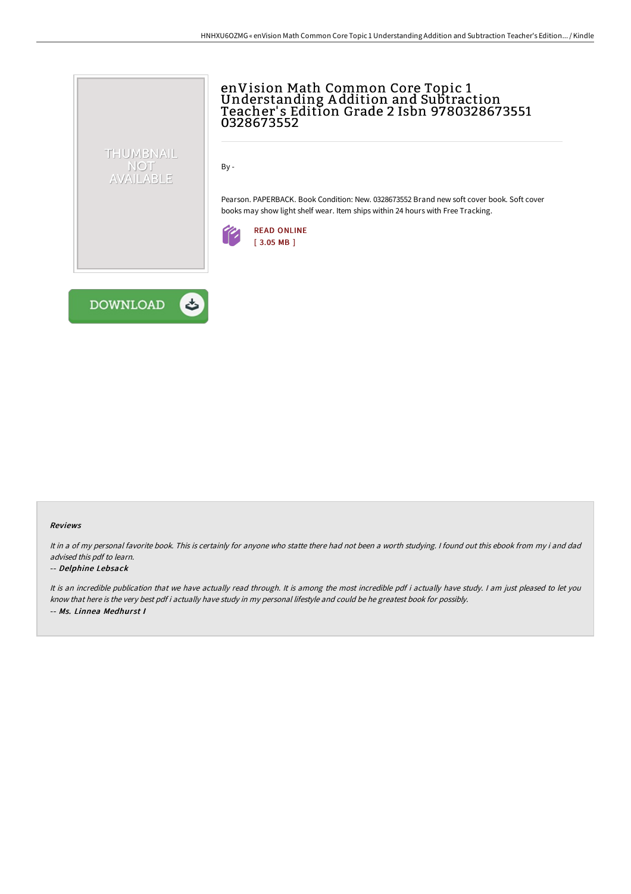# enVision Math Common Core Topic 1 Understanding Addition and Subtraction Teacher's Edition Grade 2 Isbn 9780328673551 0328673552

By -

Pearson. PAPERBACK. Book Condition: New. 0328673552 Brand new soft cover book. Soft cover books may show light shelf wear. Item ships within 24 hours with Free Tracking.

READ ONLINE
[ 3.05 MB ]

DOWNLOAD

### Reviews

*It in a of my personal favorite book. This is certainly for anyone who statte there had not been a worth studying. I found out this ebook from my i and dad advised this pdf to learn.*

-- ***Delphine Lebsack***

*It is an incredible publication that we have actually read through. It is among the most incredible pdf i actually have study. I am just pleased to let you know that here is the very best pdf i actually have study in my personal lifestyle and could be he greatest book for possibly.*

-- ***Ms. Linnea Medhurst I***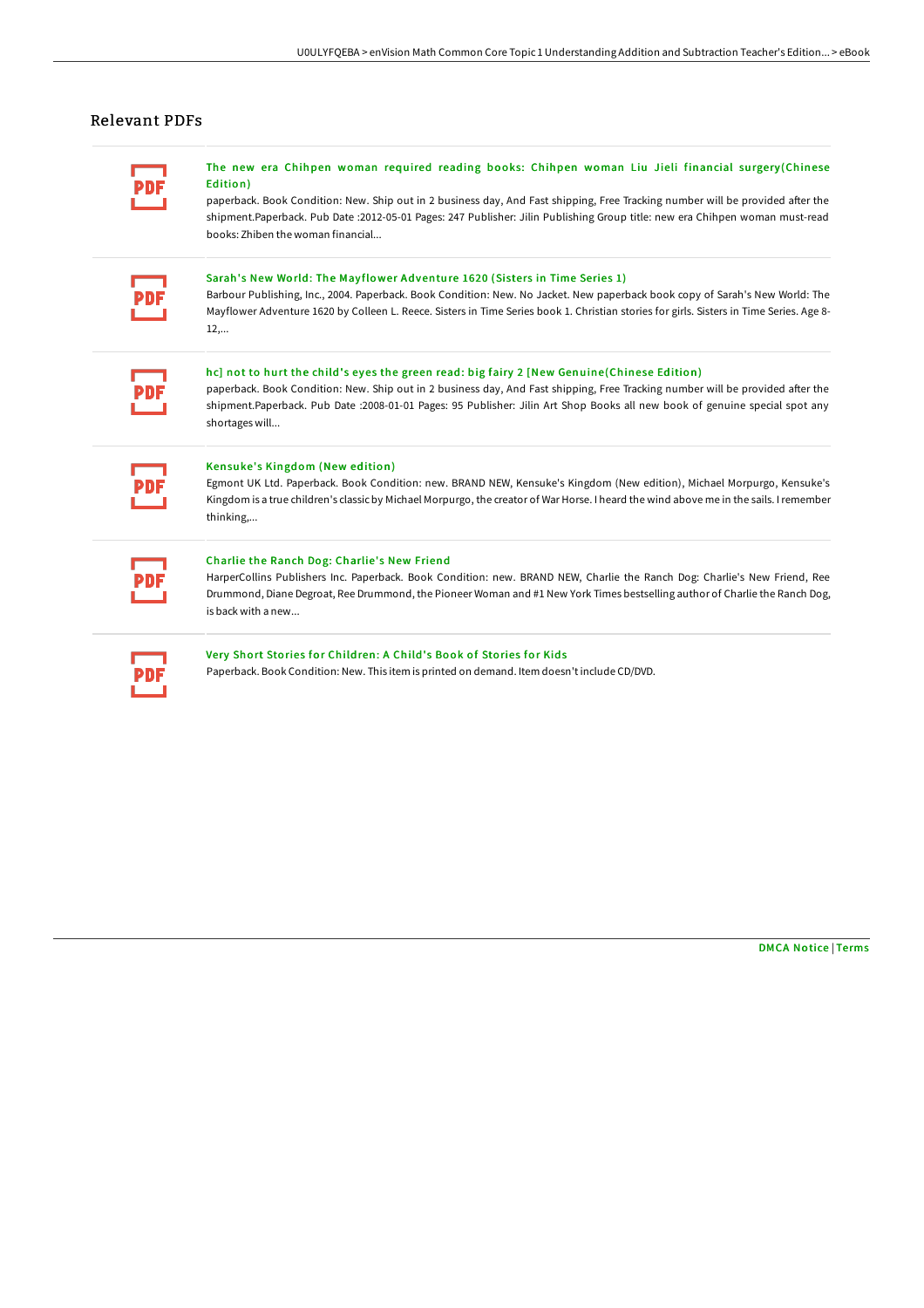## Relevant PDFs

**The new era Chihpen woman required reading books: Chihpen woman Liu Jieli financial surgery(Chinese Edition)**

paperback. Book Condition: New. Ship out in 2 business day, And Fast shipping, Free Tracking number will be provided after the shipment.Paperback. Pub Date :2012-05-01 Pages: 247 Publisher: Jilin Publishing Group title: new era Chihpen woman must-read books: Zhiben the woman financial...

**Sarah's New World: The Mayflower Adventure 1620 (Sisters in Time Series 1)**

Barbour Publishing, Inc., 2004. Paperback. Book Condition: New. No Jacket. New paperback book copy of Sarah's New World: The Mayflower Adventure 1620 by Colleen L. Reece. Sisters in Time Series book 1. Christian stories for girls. Sisters in Time Series. Age 8-12,...

**hc] not to hurt the child's eyes the green read: big fairy 2 [New Genuine(Chinese Edition)**

paperback. Book Condition: New. Ship out in 2 business day, And Fast shipping, Free Tracking number will be provided after the shipment.Paperback. Pub Date :2008-01-01 Pages: 95 Publisher: Jilin Art Shop Books all new book of genuine special spot any shortages will...

**Kensuke's Kingdom (New edition)**

Egmont UK Ltd. Paperback. Book Condition: new. BRAND NEW, Kensuke's Kingdom (New edition), Michael Morpurgo, Kensuke's Kingdom is a true children's classic by Michael Morpurgo, the creator of War Horse. I heard the wind above me in the sails. I remember thinking,...

**Charlie the Ranch Dog: Charlie's New Friend**

HarperCollins Publishers Inc. Paperback. Book Condition: new. BRAND NEW, Charlie the Ranch Dog: Charlie's New Friend, Ree Drummond, Diane Degroat, Ree Drummond, the Pioneer Woman and #1 New York Times bestselling author of Charlie the Ranch Dog, is back with a new...

**Very Short Stories for Children: A Child's Book of Stories for Kids**

Paperback. Book Condition: New. This item is printed on demand. Item doesn't include CD/DVD.

DMCA Notice | Terms